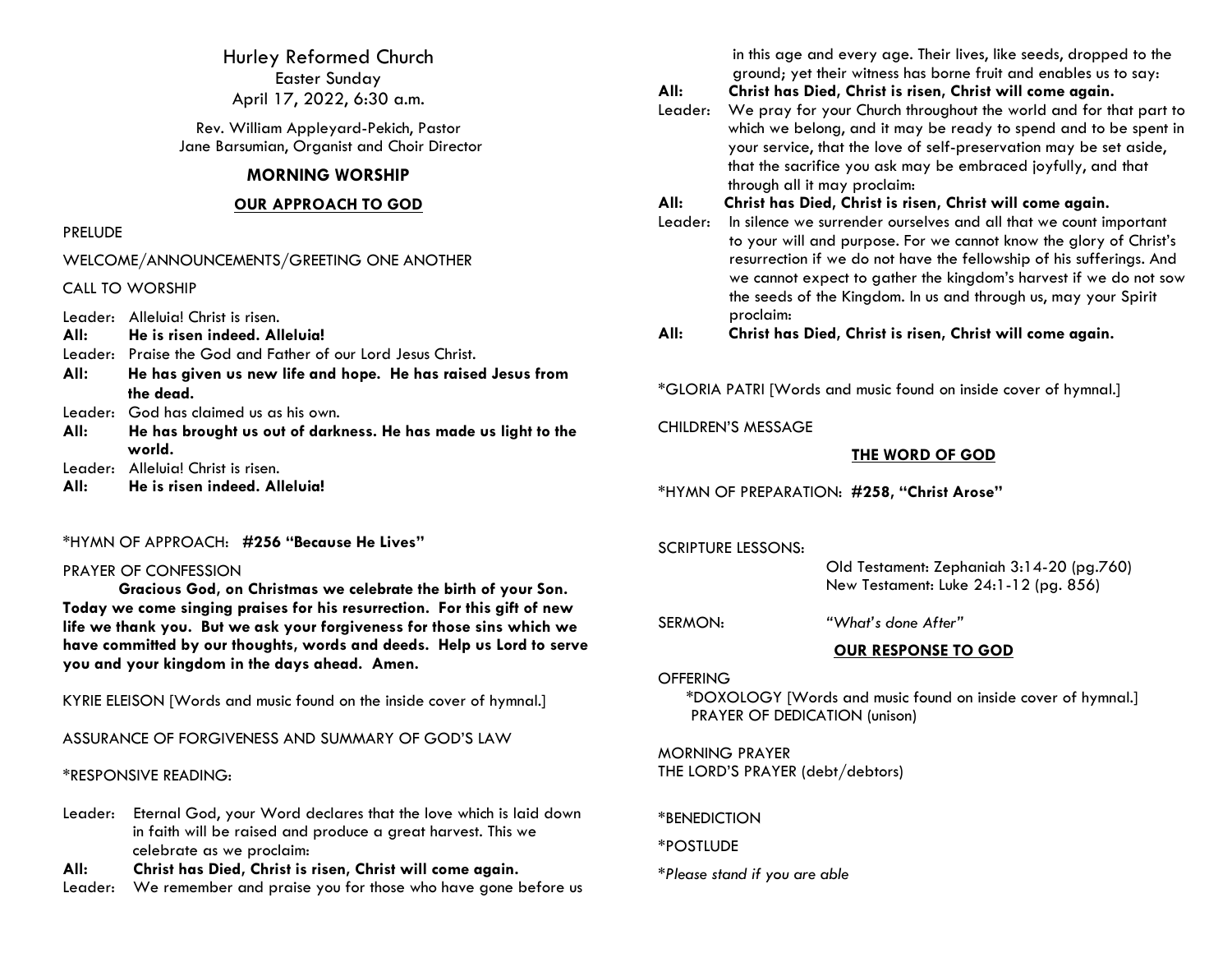# Hurley Reformed Church

Easter Sunday
April 17, 2022, 6:30 a.m.

Rev. William Appleyard-Pekich, Pastor
Jane Barsumian, Organist and Choir Director

## MORNING WORSHIP

### OUR APPROACH TO GOD

PRELUDE

WELCOME/ANNOUNCEMENTS/GREETING ONE ANOTHER

CALL TO WORSHIP

Leader: Alleluia! Christ is risen.
**All: He is risen indeed. Alleluia!**
Leader: Praise the God and Father of our Lord Jesus Christ.
**All: He has given us new life and hope. He has raised Jesus from the dead.**
Leader: God has claimed us as his own.
**All: He has brought us out of darkness. He has made us light to the world.**
Leader: Alleluia! Christ is risen.
**All: He is risen indeed. Alleluia!**

*HYMN OF APPROACH: **#256 "Because He Lives"**

PRAYER OF CONFESSION

**Gracious God, on Christmas we celebrate the birth of your Son. Today we come singing praises for his resurrection. For this gift of new life we thank you. But we ask your forgiveness for those sins which we have committed by our thoughts, words and deeds. Help us Lord to serve you and your kingdom in the days ahead. Amen.**

KYRIE ELEISON [Words and music found on the inside cover of hymnal.]

ASSURANCE OF FORGIVENESS AND SUMMARY OF GOD'S LAW

*RESPONSIVE READING:

Leader: Eternal God, your Word declares that the love which is laid down in faith will be raised and produce a great harvest. This we celebrate as we proclaim:
**All: Christ has Died, Christ is risen, Christ will come again.**
Leader: We remember and praise you for those who have gone before us in this age and every age. Their lives, like seeds, dropped to the ground; yet their witness has borne fruit and enables us to say:
**All: Christ has Died, Christ is risen, Christ will come again.**
Leader: We pray for your Church throughout the world and for that part to which we belong, and it may be ready to spend and to be spent in your service, that the love of self-preservation may be set aside, that the sacrifice you ask may be embraced joyfully, and that through all it may proclaim:
**All: Christ has Died, Christ is risen, Christ will come again.**
Leader: In silence we surrender ourselves and all that we count important to your will and purpose. For we cannot know the glory of Christ's resurrection if we do not have the fellowship of his sufferings. And we cannot expect to gather the kingdom's harvest if we do not sow the seeds of the Kingdom. In us and through us, may your Spirit proclaim:
**All: Christ has Died, Christ is risen, Christ will come again.**

*GLORIA PATRI [Words and music found on inside cover of hymnal.]

CHILDREN'S MESSAGE

### THE WORD OF GOD

*HYMN OF PREPARATION: **#258, "Christ Arose"**

SCRIPTURE LESSONS:

Old Testament: Zephaniah 3:14-20 (pg.760)
New Testament: Luke 24:1-12 (pg. 856)

SERMON: *"What's done After"*

### OUR RESPONSE TO GOD

OFFERING
*DOXOLOGY [Words and music found on inside cover of hymnal.]
PRAYER OF DEDICATION (unison)

MORNING PRAYER
THE LORD'S PRAYER (debt/debtors)

*BENEDICTION

*POSTLUDE

*\*Please stand if you are able*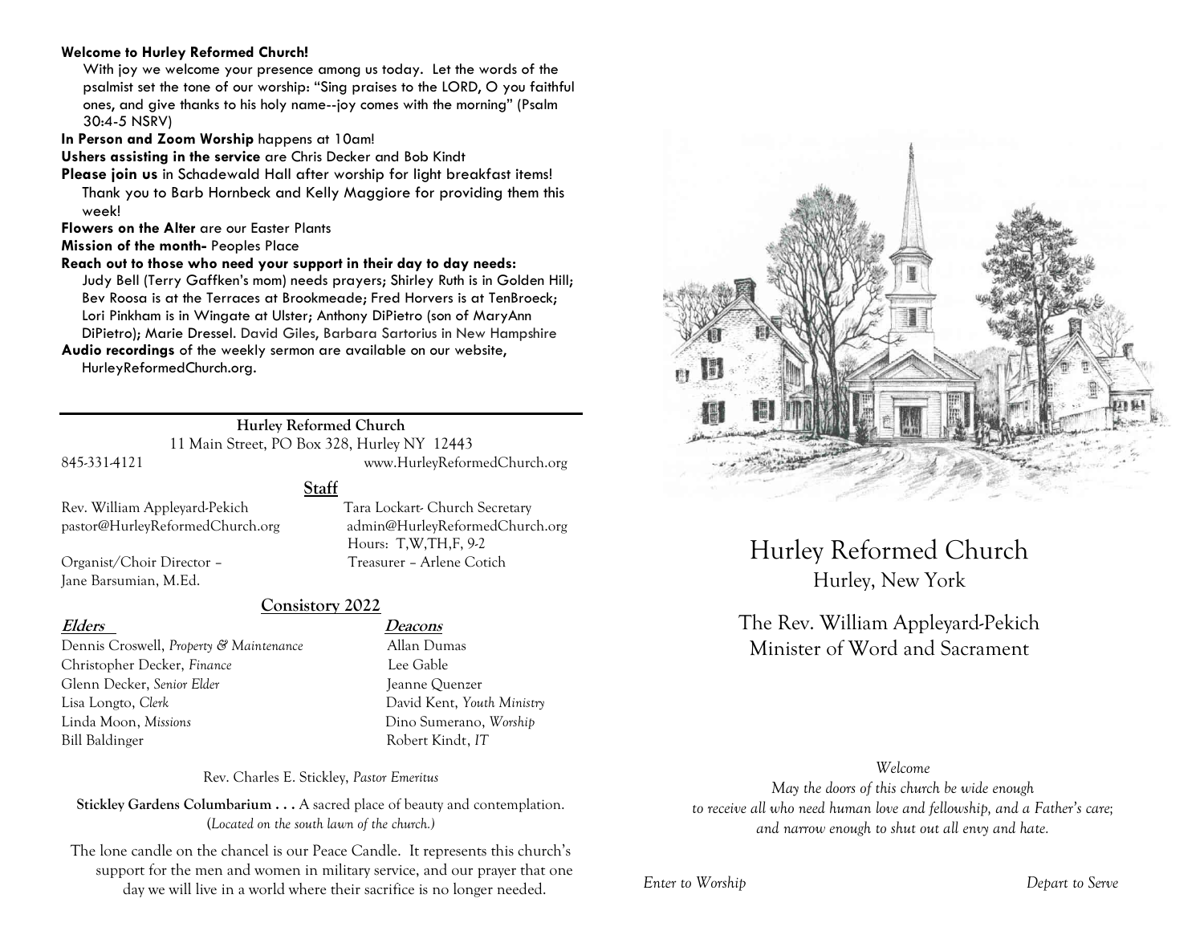**Welcome to Hurley Reformed Church!**

With joy we welcome your presence among us today. Let the words of the psalmist set the tone of our worship: "Sing praises to the LORD, O you faithful ones, and give thanks to his holy name--joy comes with the morning" (Psalm 30:4-5 NSRV)

**In Person and Zoom Worship** happens at 10am!

**Ushers assisting in the service** are Chris Decker and Bob Kindt

**Please join us** in Schadewald Hall after worship for light breakfast items! Thank you to Barb Hornbeck and Kelly Maggiore for providing them this week!

**Flowers on the Alter** are our Easter Plants

**Mission of the month-** Peoples Place

**Reach out to those who need your support in their day to day needs:** Judy Bell (Terry Gaffken's mom) needs prayers; Shirley Ruth is in Golden Hill; Bev Roosa is at the Terraces at Brookmeade; Fred Horvers is at TenBroeck; Lori Pinkham is in Wingate at Ulster; Anthony DiPietro (son of MaryAnn DiPietro); Marie Dressel. David Giles, Barbara Sartorius in New Hampshire

**Audio recordings** of the weekly sermon are available on our website, HurleyReformedChurch.org.

---

**Hurley Reformed Church**

11 Main Street, PO Box 328, Hurley NY 12443

845-331-4121 www.HurleyReformedChurch.org

## Staff

Rev. William Appleyard-Pekich
pastor@HurleyReformedChurch.org

Tara Lockart- Church Secretary
admin@HurleyReformedChurch.org
Hours: T,W,TH,F, 9-2

Organist/Choir Director – Jane Barsumian, M.Ed.

Treasurer – Arlene Cotich

## Consistory 2022

| **Elders** | **Deacons** |
|---|---|
| Dennis Croswell, *Property & Maintenance* | Allan Dumas |
| Christopher Decker, *Finance* | Lee Gable |
| Glenn Decker, *Senior Elder* | Jeanne Quenzer |
| Lisa Longto, *Clerk* | David Kent, *Youth Ministry* |
| Linda Moon, *Missions* | Dino Sumerano, *Worship* |
| Bill Baldinger | Robert Kindt, *IT* |

Rev. Charles E. Stickley, *Pastor Emeritus*

**Stickley Gardens Columbarium . . .** A sacred place of beauty and contemplation. (*Located on the south lawn of the church.*)

The lone candle on the chancel is our Peace Candle. It represents this church's support for the men and women in military service, and our prayer that one day we will live in a world where their sacrifice is no longer needed.

# Hurley Reformed Church

Hurley, New York

The Rev. William Appleyard-Pekich
Minister of Word and Sacrament

*Welcome*

*May the doors of this church be wide enough to receive all who need human love and fellowship, and a Father's care; and narrow enough to shut out all envy and hate.*

*Enter to Worship* *Depart to Serve*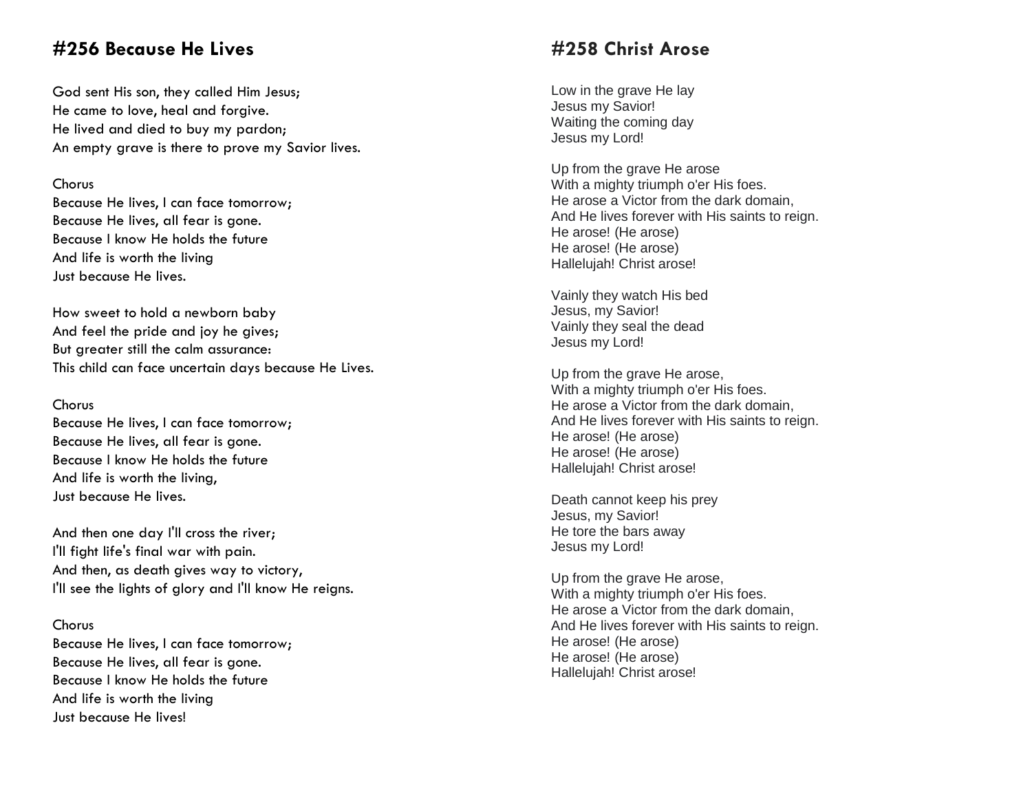## #256 Because He Lives

God sent His son, they called Him Jesus;
He came to love, heal and forgive.
He lived and died to buy my pardon;
An empty grave is there to prove my Savior lives.

Chorus
Because He lives, I can face tomorrow;
Because He lives, all fear is gone.
Because I know He holds the future
And life is worth the living
Just because He lives.

How sweet to hold a newborn baby
And feel the pride and joy he gives;
But greater still the calm assurance:
This child can face uncertain days because He Lives.

Chorus
Because He lives, I can face tomorrow;
Because He lives, all fear is gone.
Because I know He holds the future
And life is worth the living,
Just because He lives.

And then one day I'll cross the river;
I'll fight life's final war with pain.
And then, as death gives way to victory,
I'll see the lights of glory and I'll know He reigns.

Chorus
Because He lives, I can face tomorrow;
Because He lives, all fear is gone.
Because I know He holds the future
And life is worth the living
Just because He lives!

## #258 Christ Arose

Low in the grave He lay
Jesus my Savior!
Waiting the coming day
Jesus my Lord!

Up from the grave He arose
With a mighty triumph o'er His foes.
He arose a Victor from the dark domain,
And He lives forever with His saints to reign.
He arose! (He arose)
He arose! (He arose)
Hallelujah! Christ arose!

Vainly they watch His bed
Jesus, my Savior!
Vainly they seal the dead
Jesus my Lord!

Up from the grave He arose,
With a mighty triumph o'er His foes.
He arose a Victor from the dark domain,
And He lives forever with His saints to reign.
He arose! (He arose)
He arose! (He arose)
Hallelujah! Christ arose!

Death cannot keep his prey
Jesus, my Savior!
He tore the bars away
Jesus my Lord!

Up from the grave He arose,
With a mighty triumph o'er His foes.
He arose a Victor from the dark domain,
And He lives forever with His saints to reign.
He arose! (He arose)
He arose! (He arose)
Hallelujah! Christ arose!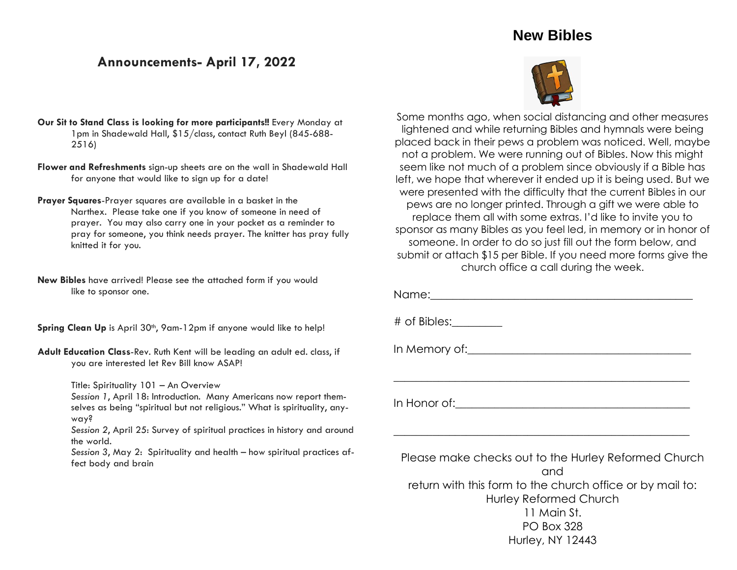## Announcements- April 17, 2022

**Our Sit to Stand Class is looking for more participants!!** Every Monday at 1pm in Shadewald Hall, $15/class, contact Ruth Beyl (845-688-2516)

**Flower and Refreshments** sign-up sheets are on the wall in Shadewald Hall for anyone that would like to sign up for a date!

**Prayer Squares**-Prayer squares are available in a basket in the Narthex. Please take one if you know of someone in need of prayer. You may also carry one in your pocket as a reminder to pray for someone, you think needs prayer. The knitter has pray fully knitted it for you.

**New Bibles** have arrived! Please see the attached form if you would like to sponsor one.

**Spring Clean Up** is April 30th, 9am-12pm if anyone would like to help!

**Adult Education Class**-Rev. Ruth Kent will be leading an adult ed. class, if you are interested let Rev Bill know ASAP!

Title: Spirituality 101 – An Overview
*Session 1*, April 18: Introduction. Many Americans now report themselves as being "spiritual but not religious." What is spirituality, anyway?
*Session 2*, April 25: Survey of spiritual practices in history and around the world.
*Session 3*, May 2: Spirituality and health – how spiritual practices affect body and brain

## New Bibles

Some months ago, when social distancing and other measures lightened and while returning Bibles and hymnals were being placed back in their pews a problem was noticed. Well, maybe not a problem. We were running out of Bibles. Now this might seem like not much of a problem since obviously if a Bible has left, we hope that wherever it ended up it is being used. But we were presented with the difficulty that the current Bibles in our pews are no longer printed. Through a gift we were able to replace them all with some extras. I'd like to invite you to sponsor as many Bibles as you feel led, in memory or in honor of someone. In order to do so just fill out the form below, and submit or attach $15 per Bible. If you need more forms give the church office a call during the week.

Name:_______________________________________________

# of Bibles:_________

In Memory of:_________________________________________

______________________________________________________

In Honor of:__________________________________________

______________________________________________________

Please make checks out to the Hurley Reformed Church
and
return with this form to the church office or by mail to:
Hurley Reformed Church
11 Main St.
PO Box 328
Hurley, NY 12443